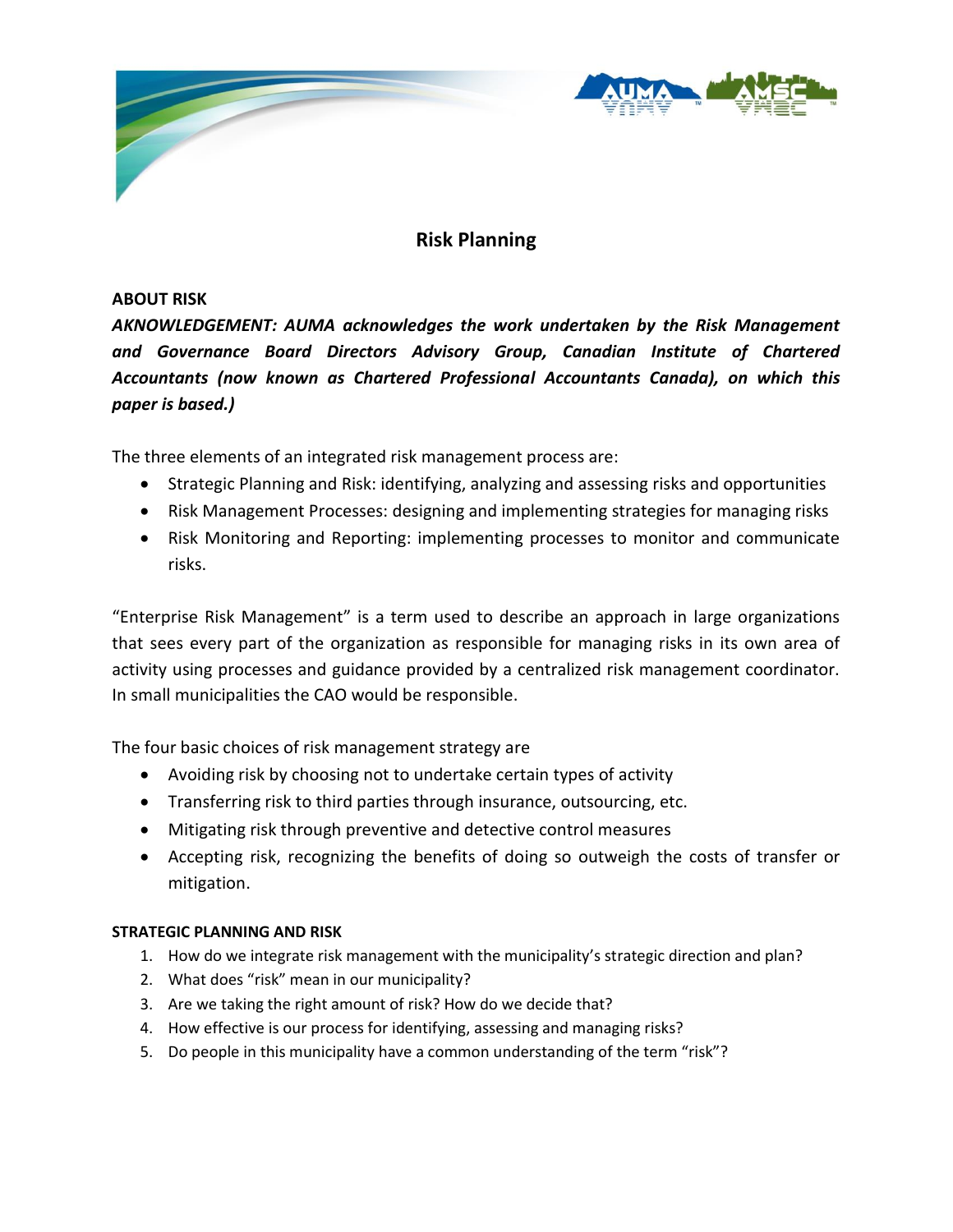# Risk Planning

**ABOUT RISK**

***AKNOWLEDGEMENT: AUMA acknowledges the work undertaken by the Risk Management and Governance Board Directors Advisory Group, Canadian Institute of Chartered Accountants (now known as Chartered Professional Accountants Canada), on which this paper is based.)***

The three elements of an integrated risk management process are:

- Strategic Planning and Risk: identifying, analyzing and assessing risks and opportunities
- Risk Management Processes: designing and implementing strategies for managing risks
- Risk Monitoring and Reporting: implementing processes to monitor and communicate risks.

"Enterprise Risk Management" is a term used to describe an approach in large organizations that sees every part of the organization as responsible for managing risks in its own area of activity using processes and guidance provided by a centralized risk management coordinator. In small municipalities the CAO would be responsible.

The four basic choices of risk management strategy are

- Avoiding risk by choosing not to undertake certain types of activity
- Transferring risk to third parties through insurance, outsourcing, etc.
- Mitigating risk through preventive and detective control measures
- Accepting risk, recognizing the benefits of doing so outweigh the costs of transfer or mitigation.

**STRATEGIC PLANNING AND RISK**

1. How do we integrate risk management with the municipality's strategic direction and plan?
2. What does "risk" mean in our municipality?
3. Are we taking the right amount of risk? How do we decide that?
4. How effective is our process for identifying, assessing and managing risks?
5. Do people in this municipality have a common understanding of the term "risk"?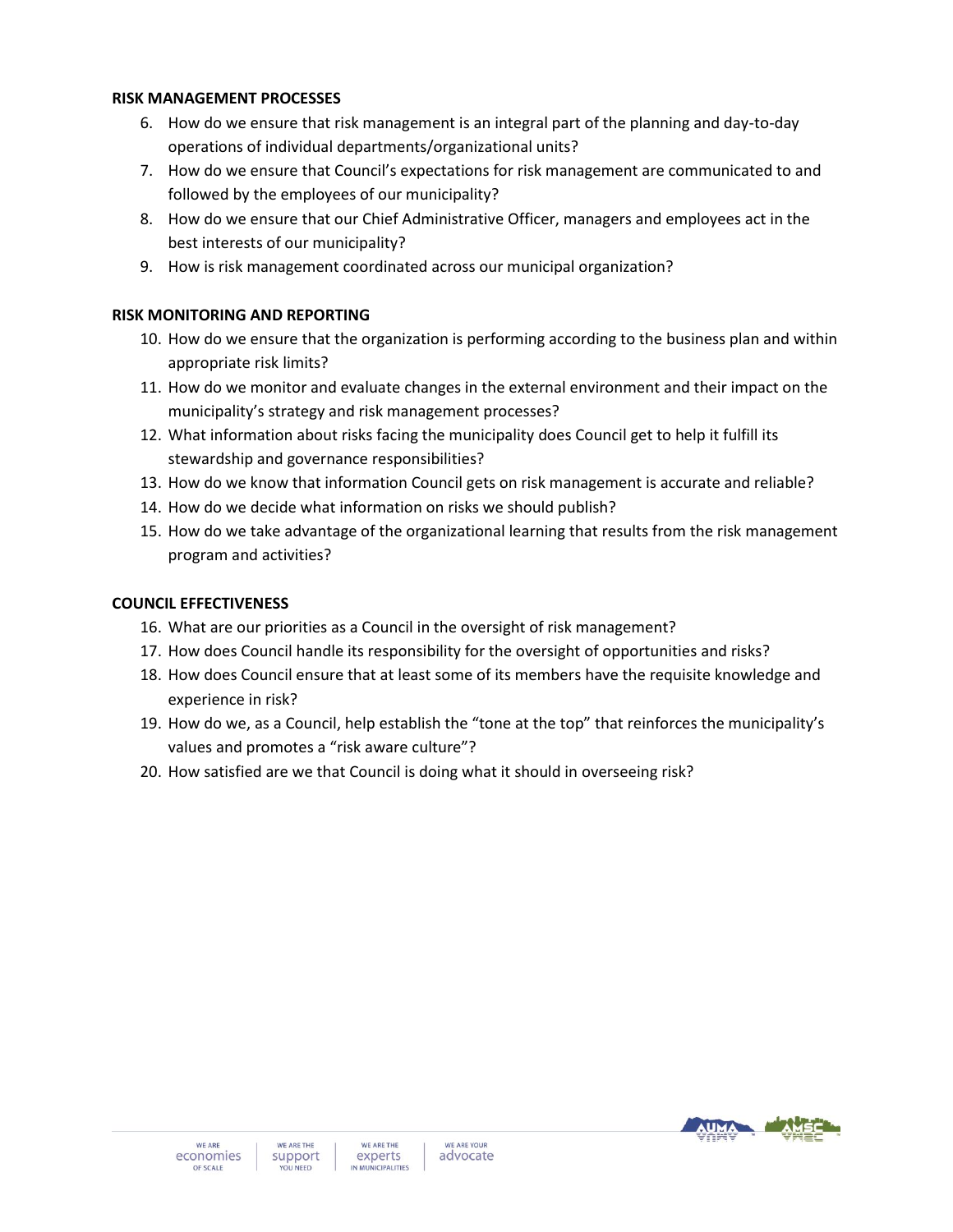### RISK MANAGEMENT PROCESSES

6. How do we ensure that risk management is an integral part of the planning and day-to-day operations of individual departments/organizational units?
7. How do we ensure that Council's expectations for risk management are communicated to and followed by the employees of our municipality?
8. How do we ensure that our Chief Administrative Officer, managers and employees act in the best interests of our municipality?
9. How is risk management coordinated across our municipal organization?

### RISK MONITORING AND REPORTING

10. How do we ensure that the organization is performing according to the business plan and within appropriate risk limits?
11. How do we monitor and evaluate changes in the external environment and their impact on the municipality's strategy and risk management processes?
12. What information about risks facing the municipality does Council get to help it fulfill its stewardship and governance responsibilities?
13. How do we know that information Council gets on risk management is accurate and reliable?
14. How do we decide what information on risks we should publish?
15. How do we take advantage of the organizational learning that results from the risk management program and activities?

### COUNCIL EFFECTIVENESS

16. What are our priorities as a Council in the oversight of risk management?
17. How does Council handle its responsibility for the oversight of opportunities and risks?
18. How does Council ensure that at least some of its members have the requisite knowledge and experience in risk?
19. How do we, as a Council, help establish the "tone at the top" that reinforces the municipality's values and promotes a "risk aware culture"?
20. How satisfied are we that Council is doing what it should in overseeing risk?